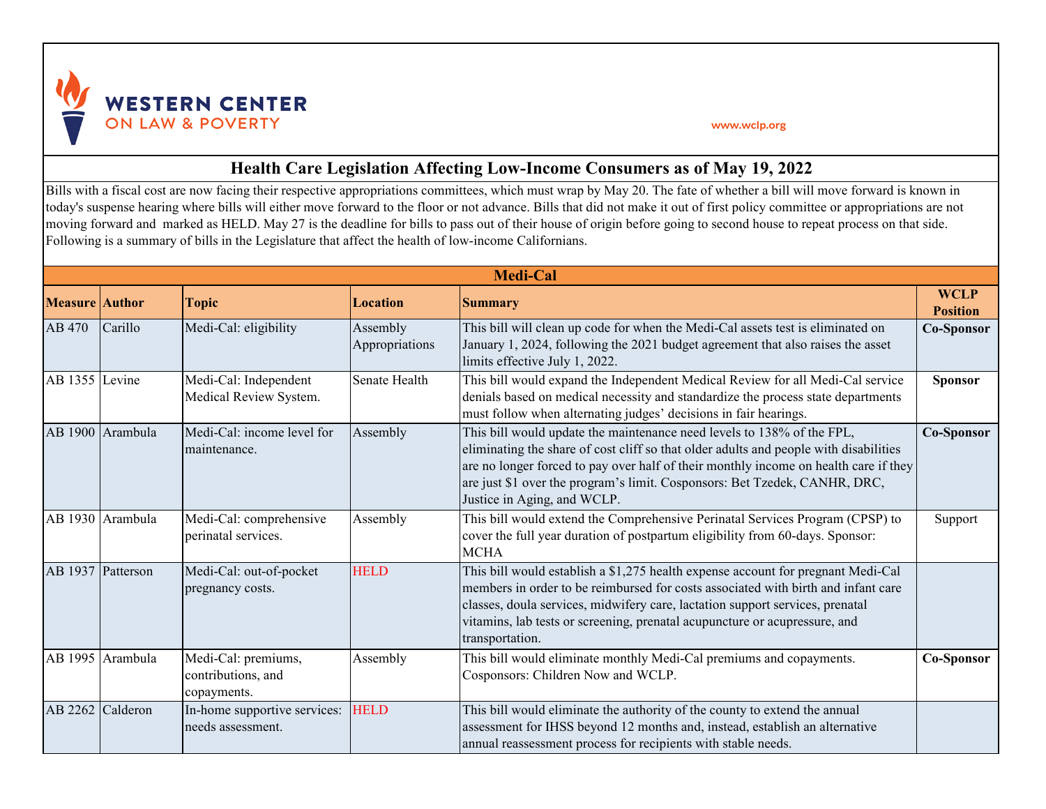WESTERN CENTER ON LAW & POVERTY

www.wclp.org

# Health Care Legislation Affecting Low-Income Consumers as of May 19, 2022

Bills with a fiscal cost are now facing their respective appropriations committees, which must wrap by May 20. The fate of whether a bill will move forward is known in today's suspense hearing where bills will either move forward to the floor or not advance. Bills that did not make it out of first policy committee or appropriations are not moving forward and marked as HELD. May 27 is the deadline for bills to pass out of their house of origin before going to second house to repeat process on that side. Following is a summary of bills in the Legislature that affect the health of low-income Californians.

## Medi-Cal

| Measure | Author | Topic | Location | Summary | WCLP Position |
|---|---|---|---|---|---|
| AB 470 | Carillo | Medi-Cal: eligibility | Assembly Appropriations | This bill will clean up code for when the Medi-Cal assets test is eliminated on January 1, 2024, following the 2021 budget agreement that also raises the asset limits effective July 1, 2022. | **Co-Sponsor** |
| AB 1355 | Levine | Medi-Cal: Independent Medical Review System. | Senate Health | This bill would expand the Independent Medical Review for all Medi-Cal service denials based on medical necessity and standardize the process state departments must follow when alternating judges' decisions in fair hearings. | **Sponsor** |
| AB 1900 | Arambula | Medi-Cal: income level for maintenance. | Assembly | This bill would update the maintenance need levels to 138% of the FPL, eliminating the share of cost cliff so that older adults and people with disabilities are no longer forced to pay over half of their monthly income on health care if they are just $1 over the program's limit. Cosponsors: Bet Tzedek, CANHR, DRC, Justice in Aging, and WCLP. | **Co-Sponsor** |
| AB 1930 | Arambula | Medi-Cal: comprehensive perinatal services. | Assembly | This bill would extend the Comprehensive Perinatal Services Program (CPSP) to cover the full year duration of postpartum eligibility from 60-days. Sponsor: MCHA | Support |
| AB 1937 | Patterson | Medi-Cal: out-of-pocket pregnancy costs. | HELD | This bill would establish a $1,275 health expense account for pregnant Medi-Cal members in order to be reimbursed for costs associated with birth and infant care classes, doula services, midwifery care, lactation support services, prenatal vitamins, lab tests or screening, prenatal acupuncture or acupressure, and transportation. | |
| AB 1995 | Arambula | Medi-Cal: premiums, contributions, and copayments. | Assembly | This bill would eliminate monthly Medi-Cal premiums and copayments. Cosponsors: Children Now and WCLP. | **Co-Sponsor** |
| AB 2262 | Calderon | In-home supportive services: needs assessment. | HELD | This bill would eliminate the authority of the county to extend the annual assessment for IHSS beyond 12 months and, instead, establish an alternative annual reassessment process for recipients with stable needs. | |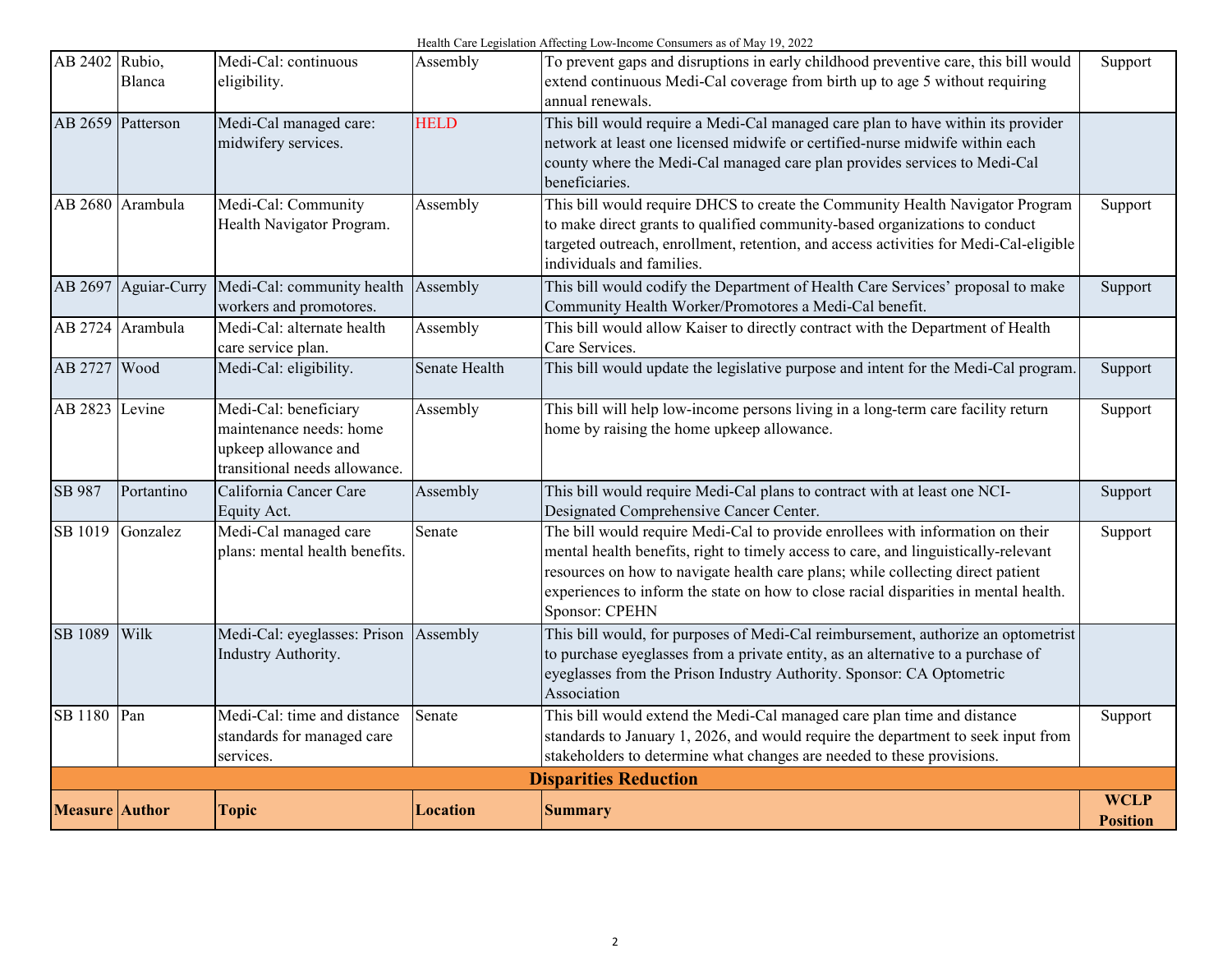| AB 2402 | Rubio, Blanca | Medi-Cal: continuous eligibility. | Assembly | To prevent gaps and disruptions in early childhood preventive care, this bill would extend continuous Medi-Cal coverage from birth up to age 5 without requiring annual renewals. | Support |
|---|---|---|---|---|---|
| AB 2659 | Patterson | Medi-Cal managed care: midwifery services. | HELD | This bill would require a Medi-Cal managed care plan to have within its provider network at least one licensed midwife or certified-nurse midwife within each county where the Medi-Cal managed care plan provides services to Medi-Cal beneficiaries. | |
| AB 2680 | Arambula | Medi-Cal: Community Health Navigator Program. | Assembly | This bill would require DHCS to create the Community Health Navigator Program to make direct grants to qualified community-based organizations to conduct targeted outreach, enrollment, retention, and access activities for Medi-Cal-eligible individuals and families. | Support |
| AB 2697 | Aguiar-Curry | Medi-Cal: community health workers and promotores. | Assembly | This bill would codify the Department of Health Care Services' proposal to make Community Health Worker/Promotores a Medi-Cal benefit. | Support |
| AB 2724 | Arambula | Medi-Cal: alternate health care service plan. | Assembly | This bill would allow Kaiser to directly contract with the Department of Health Care Services. | |
| AB 2727 | Wood | Medi-Cal: eligibility. | Senate Health | This bill would update the legislative purpose and intent for the Medi-Cal program. | Support |
| AB 2823 | Levine | Medi-Cal: beneficiary maintenance needs: home upkeep allowance and transitional needs allowance. | Assembly | This bill will help low-income persons living in a long-term care facility return home by raising the home upkeep allowance. | Support |
| SB 987 | Portantino | California Cancer Care Equity Act. | Assembly | This bill would require Medi-Cal plans to contract with at least one NCI-Designated Comprehensive Cancer Center. | Support |
| SB 1019 | Gonzalez | Medi-Cal managed care plans: mental health benefits. | Senate | The bill would require Medi-Cal to provide enrollees with information on their mental health benefits, right to timely access to care, and linguistically-relevant resources on how to navigate health care plans; while collecting direct patient experiences to inform the state on how to close racial disparities in mental health. Sponsor: CPEHN | Support |
| SB 1089 | Wilk | Medi-Cal: eyeglasses: Prison Industry Authority. | Assembly | This bill would, for purposes of Medi-Cal reimbursement, authorize an optometrist to purchase eyeglasses from a private entity, as an alternative to a purchase of eyeglasses from the Prison Industry Authority. Sponsor: CA Optometric Association | |
| SB 1180 | Pan | Medi-Cal: time and distance standards for managed care services. | Senate | This bill would extend the Medi-Cal managed care plan time and distance standards to January 1, 2026, and would require the department to seek input from stakeholders to determine what changes are needed to these provisions. | Support |

## Disparities Reduction

| Measure | Author | Topic | Location | Summary | WCLP Position |
|---|---|---|---|---|---|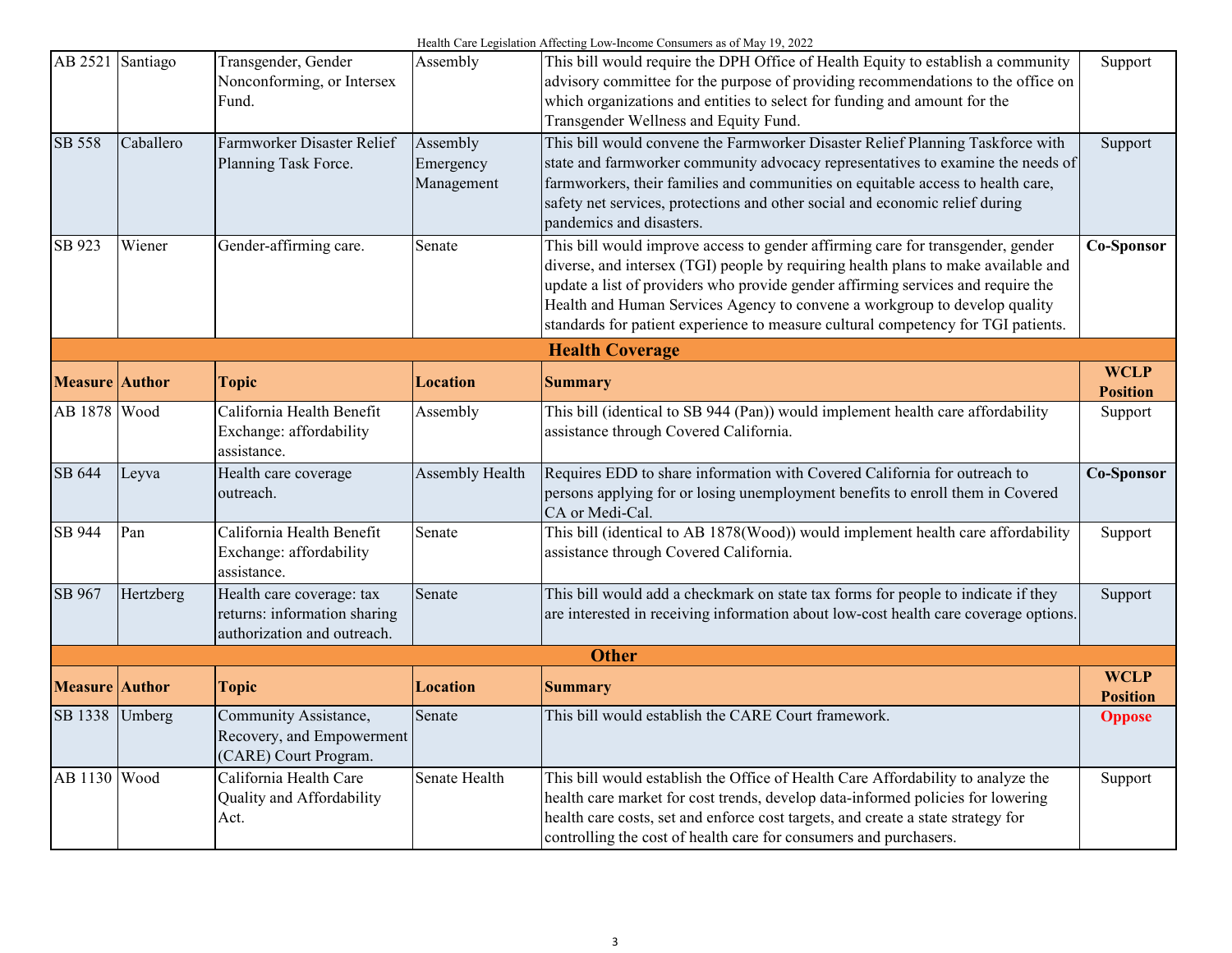| | | | | | |
|---|---|---|---|---|---|
| AB 2521 | Santiago | Transgender, Gender Nonconforming, or Intersex Fund. | Assembly | This bill would require the DPH Office of Health Equity to establish a community advisory committee for the purpose of providing recommendations to the office on which organizations and entities to select for funding and amount for the Transgender Wellness and Equity Fund. | Support |
| SB 558 | Caballero | Farmworker Disaster Relief Planning Task Force. | Assembly Emergency Management | This bill would convene the Farmworker Disaster Relief Planning Taskforce with state and farmworker community advocacy representatives to examine the needs of farmworkers, their families and communities on equitable access to health care, safety net services, protections and other social and economic relief during pandemics and disasters. | Support |
| SB 923 | Wiener | Gender-affirming care. | Senate | This bill would improve access to gender affirming care for transgender, gender diverse, and intersex (TGI) people by requiring health plans to make available and update a list of providers who provide gender affirming services and require the Health and Human Services Agency to convene a workgroup to develop quality standards for patient experience to measure cultural competency for TGI patients. | **Co-Sponsor** |

## Health Coverage

| Measure | Author | Topic | Location | Summary | WCLP Position |
|---|---|---|---|---|---|
| AB 1878 | Wood | California Health Benefit Exchange: affordability assistance. | Assembly | This bill (identical to SB 944 (Pan)) would implement health care affordability assistance through Covered California. | Support |
| SB 644 | Leyva | Health care coverage outreach. | Assembly Health | Requires EDD to share information with Covered California for outreach to persons applying for or losing unemployment benefits to enroll them in Covered CA or Medi-Cal. | **Co-Sponsor** |
| SB 944 | Pan | California Health Benefit Exchange: affordability assistance. | Senate | This bill (identical to AB 1878(Wood)) would implement health care affordability assistance through Covered California. | Support |
| SB 967 | Hertzberg | Health care coverage: tax returns: information sharing authorization and outreach. | Senate | This bill would add a checkmark on state tax forms for people to indicate if they are interested in receiving information about low-cost health care coverage options. | Support |

## Other

| Measure | Author | Topic | Location | Summary | WCLP Position |
|---|---|---|---|---|---|
| SB 1338 | Umberg | Community Assistance, Recovery, and Empowerment (CARE) Court Program. | Senate | This bill would establish the CARE Court framework. | **Oppose** |
| AB 1130 | Wood | California Health Care Quality and Affordability Act. | Senate Health | This bill would establish the Office of Health Care Affordability to analyze the health care market for cost trends, develop data-informed policies for lowering health care costs, set and enforce cost targets, and create a state strategy for controlling the cost of health care for consumers and purchasers. | Support |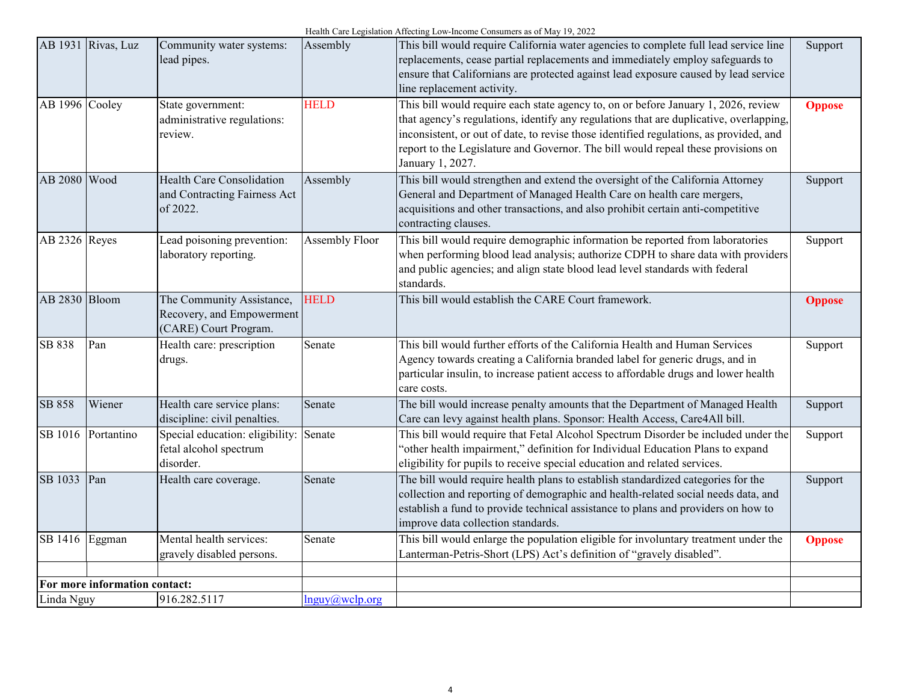| | | | | | |
|---|---|---|---|---|---|
| AB 1931 | Rivas, Luz | Community water systems: lead pipes. | Assembly | This bill would require California water agencies to complete full lead service line replacements, cease partial replacements and immediately employ safeguards to ensure that Californians are protected against lead exposure caused by lead service line replacement activity. | Support |
| AB 1996 | Cooley | State government: administrative regulations: review. | HELD | This bill would require each state agency to, on or before January 1, 2026, review that agency's regulations, identify any regulations that are duplicative, overlapping, inconsistent, or out of date, to revise those identified regulations, as provided, and report to the Legislature and Governor. The bill would repeal these provisions on January 1, 2027. | **Oppose** |
| AB 2080 | Wood | Health Care Consolidation and Contracting Fairness Act of 2022. | Assembly | This bill would strengthen and extend the oversight of the California Attorney General and Department of Managed Health Care on health care mergers, acquisitions and other transactions, and also prohibit certain anti-competitive contracting clauses. | Support |
| AB 2326 | Reyes | Lead poisoning prevention: laboratory reporting. | Assembly Floor | This bill would require demographic information be reported from laboratories when performing blood lead analysis; authorize CDPH to share data with providers and public agencies; and align state blood lead level standards with federal standards. | Support |
| AB 2830 | Bloom | The Community Assistance, Recovery, and Empowerment (CARE) Court Program. | HELD | This bill would establish the CARE Court framework. | **Oppose** |
| SB 838 | Pan | Health care: prescription drugs. | Senate | This bill would further efforts of the California Health and Human Services Agency towards creating a California branded label for generic drugs, and in particular insulin, to increase patient access to affordable drugs and lower health care costs. | Support |
| SB 858 | Wiener | Health care service plans: discipline: civil penalties. | Senate | The bill would increase penalty amounts that the Department of Managed Health Care can levy against health plans. Sponsor: Health Access, Care4All bill. | Support |
| SB 1016 | Portantino | Special education: eligibility: fetal alcohol spectrum disorder. | Senate | This bill would require that Fetal Alcohol Spectrum Disorder be included under the "other health impairment," definition for Individual Education Plans to expand eligibility for pupils to receive special education and related services. | Support |
| SB 1033 | Pan | Health care coverage. | Senate | The bill would require health plans to establish standardized categories for the collection and reporting of demographic and health-related social needs data, and establish a fund to provide technical assistance to plans and providers on how to improve data collection standards. | Support |
| SB 1416 | Eggman | Mental health services: gravely disabled persons. | Senate | This bill would enlarge the population eligible for involuntary treatment under the Lanterman-Petris-Short (LPS) Act's definition of "gravely disabled". | **Oppose** |

**For more information contact:**

Linda Nguy | 916.282.5117 | lnguy@wclp.org